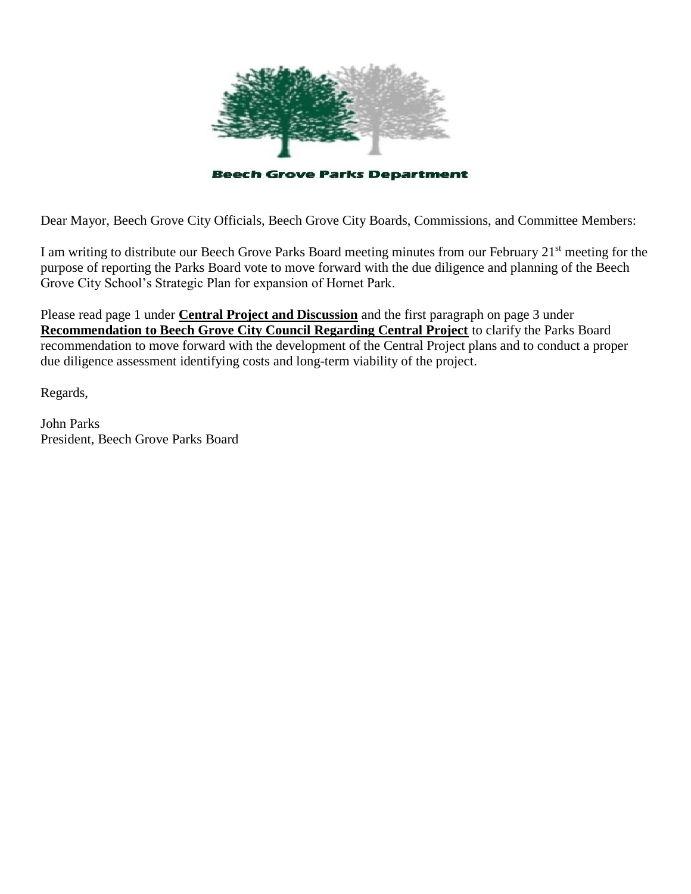**Beech Grove Parks Department**

Dear Mayor, Beech Grove City Officials, Beech Grove City Boards, Commissions, and Committee Members:

I am writing to distribute our Beech Grove Parks Board meeting minutes from our February 21st meeting for the purpose of reporting the Parks Board vote to move forward with the due diligence and planning of the Beech Grove City School's Strategic Plan for expansion of Hornet Park.

Please read page 1 under **Central Project and Discussion** and the first paragraph on page 3 under **Recommendation to Beech Grove City Council Regarding Central Project** to clarify the Parks Board recommendation to move forward with the development of the Central Project plans and to conduct a proper due diligence assessment identifying costs and long-term viability of the project.

Regards,

John Parks
President, Beech Grove Parks Board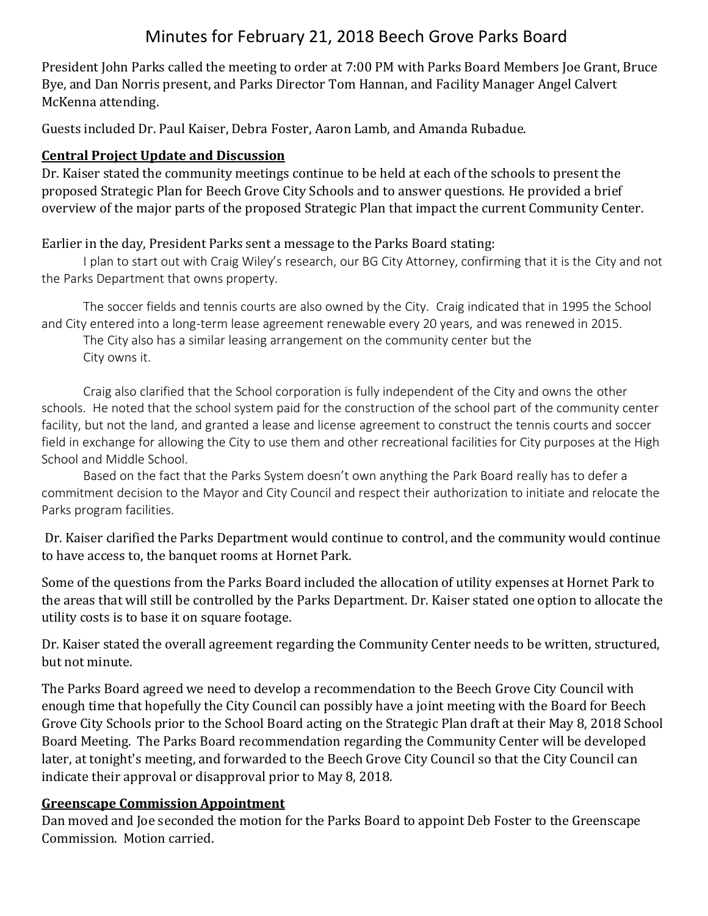# Minutes for February 21, 2018 Beech Grove Parks Board

President John Parks called the meeting to order at 7:00 PM with Parks Board Members Joe Grant, Bruce Bye, and Dan Norris present, and Parks Director Tom Hannan, and Facility Manager Angel Calvert McKenna attending.

Guests included Dr. Paul Kaiser, Debra Foster, Aaron Lamb, and Amanda Rubadue.

**Central Project Update and Discussion**

Dr. Kaiser stated the community meetings continue to be held at each of the schools to present the proposed Strategic Plan for Beech Grove City Schools and to answer questions. He provided a brief overview of the major parts of the proposed Strategic Plan that impact the current Community Center.

Earlier in the day, President Parks sent a message to the Parks Board stating:

> I plan to start out with Craig Wiley's research, our BG City Attorney, confirming that it is the City and not the Parks Department that owns property.
>
> The soccer fields and tennis courts are also owned by the City. Craig indicated that in 1995 the School and City entered into a long-term lease agreement renewable every 20 years, and was renewed in 2015.
> The City also has a similar leasing arrangement on the community center but the City owns it.
>
> Craig also clarified that the School corporation is fully independent of the City and owns the other schools. He noted that the school system paid for the construction of the school part of the community center facility, but not the land, and granted a lease and license agreement to construct the tennis courts and soccer field in exchange for allowing the City to use them and other recreational facilities for City purposes at the High School and Middle School.
>
> Based on the fact that the Parks System doesn't own anything the Park Board really has to defer a commitment decision to the Mayor and City Council and respect their authorization to initiate and relocate the Parks program facilities.

Dr. Kaiser clarified the Parks Department would continue to control, and the community would continue to have access to, the banquet rooms at Hornet Park.

Some of the questions from the Parks Board included the allocation of utility expenses at Hornet Park to the areas that will still be controlled by the Parks Department. Dr. Kaiser stated one option to allocate the utility costs is to base it on square footage.

Dr. Kaiser stated the overall agreement regarding the Community Center needs to be written, structured, but not minute.

The Parks Board agreed we need to develop a recommendation to the Beech Grove City Council with enough time that hopefully the City Council can possibly have a joint meeting with the Board for Beech Grove City Schools prior to the School Board acting on the Strategic Plan draft at their May 8, 2018 School Board Meeting. The Parks Board recommendation regarding the Community Center will be developed later, at tonight's meeting, and forwarded to the Beech Grove City Council so that the City Council can indicate their approval or disapproval prior to May 8, 2018.

**Greenscape Commission Appointment**

Dan moved and Joe seconded the motion for the Parks Board to appoint Deb Foster to the Greenscape Commission. Motion carried.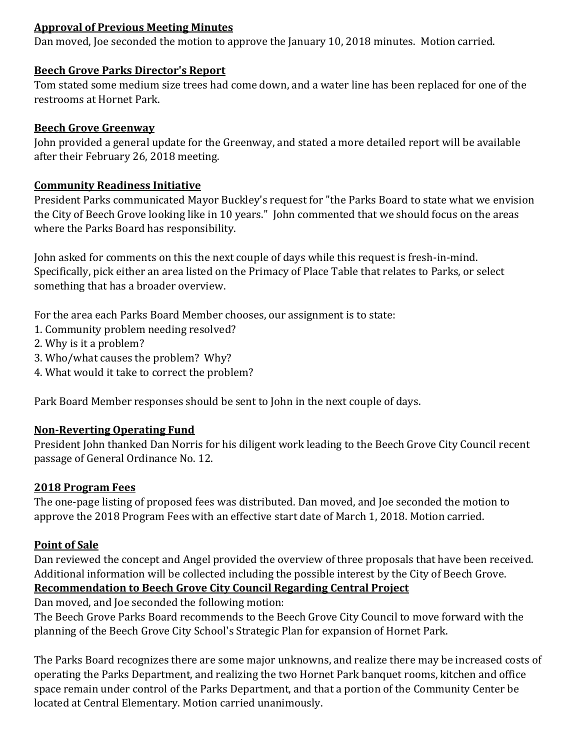**Approval of Previous Meeting Minutes**

Dan moved, Joe seconded the motion to approve the January 10, 2018 minutes. Motion carried.

**Beech Grove Parks Director's Report**

Tom stated some medium size trees had come down, and a water line has been replaced for one of the restrooms at Hornet Park.

**Beech Grove Greenway**

John provided a general update for the Greenway, and stated a more detailed report will be available after their February 26, 2018 meeting.

**Community Readiness Initiative**

President Parks communicated Mayor Buckley's request for "the Parks Board to state what we envision the City of Beech Grove looking like in 10 years." John commented that we should focus on the areas where the Parks Board has responsibility.

John asked for comments on this the next couple of days while this request is fresh-in-mind. Specifically, pick either an area listed on the Primacy of Place Table that relates to Parks, or select something that has a broader overview.

For the area each Parks Board Member chooses, our assignment is to state:

1. Community problem needing resolved?
2. Why is it a problem?
3. Who/what causes the problem? Why?
4. What would it take to correct the problem?

Park Board Member responses should be sent to John in the next couple of days.

**Non-Reverting Operating Fund**

President John thanked Dan Norris for his diligent work leading to the Beech Grove City Council recent passage of General Ordinance No. 12.

**2018 Program Fees**

The one-page listing of proposed fees was distributed. Dan moved, and Joe seconded the motion to approve the 2018 Program Fees with an effective start date of March 1, 2018. Motion carried.

**Point of Sale**

Dan reviewed the concept and Angel provided the overview of three proposals that have been received. Additional information will be collected including the possible interest by the City of Beech Grove.

**Recommendation to Beech Grove City Council Regarding Central Project**

Dan moved, and Joe seconded the following motion:

The Beech Grove Parks Board recommends to the Beech Grove City Council to move forward with the planning of the Beech Grove City School's Strategic Plan for expansion of Hornet Park.

The Parks Board recognizes there are some major unknowns, and realize there may be increased costs of operating the Parks Department, and realizing the two Hornet Park banquet rooms, kitchen and office space remain under control of the Parks Department, and that a portion of the Community Center be located at Central Elementary. Motion carried unanimously.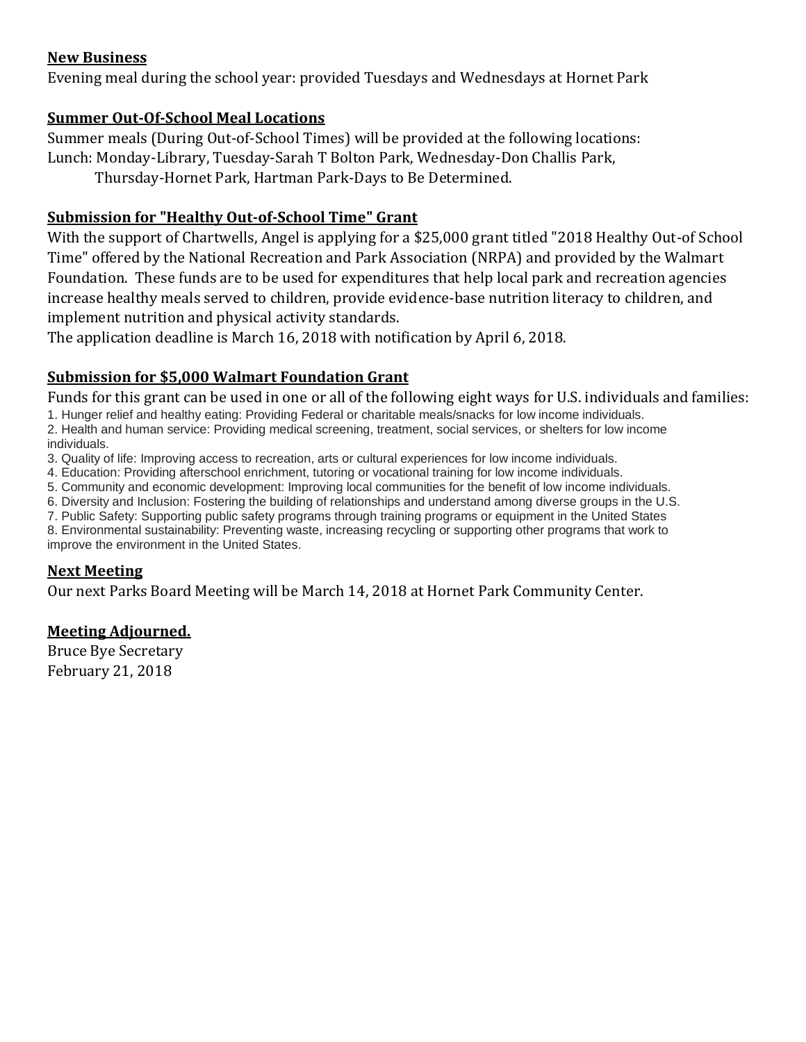**New Business**

Evening meal during the school year: provided Tuesdays and Wednesdays at Hornet Park

**Summer Out-Of-School Meal Locations**

Summer meals (During Out-of-School Times) will be provided at the following locations:
Lunch: Monday-Library, Tuesday-Sarah T Bolton Park, Wednesday-Don Challis Park,
Thursday-Hornet Park, Hartman Park-Days to Be Determined.

**Submission for "Healthy Out-of-School Time" Grant**

With the support of Chartwells, Angel is applying for a $25,000 grant titled "2018 Healthy Out-of School Time" offered by the National Recreation and Park Association (NRPA) and provided by the Walmart Foundation. These funds are to be used for expenditures that help local park and recreation agencies increase healthy meals served to children, provide evidence-base nutrition literacy to children, and implement nutrition and physical activity standards.
The application deadline is March 16, 2018 with notification by April 6, 2018.

**Submission for $5,000 Walmart Foundation Grant**

Funds for this grant can be used in one or all of the following eight ways for U.S. individuals and families:

1. Hunger relief and healthy eating: Providing Federal or charitable meals/snacks for low income individuals.
2. Health and human service: Providing medical screening, treatment, social services, or shelters for low income individuals.
3. Quality of life: Improving access to recreation, arts or cultural experiences for low income individuals.
4. Education: Providing afterschool enrichment, tutoring or vocational training for low income individuals.
5. Community and economic development: Improving local communities for the benefit of low income individuals.
6. Diversity and Inclusion: Fostering the building of relationships and understand among diverse groups in the U.S.
7. Public Safety: Supporting public safety programs through training programs or equipment in the United States
8. Environmental sustainability: Preventing waste, increasing recycling or supporting other programs that work to improve the environment in the United States.

**Next Meeting**

Our next Parks Board Meeting will be March 14, 2018 at Hornet Park Community Center.

**Meeting Adjourned.**

Bruce Bye Secretary
February 21, 2018